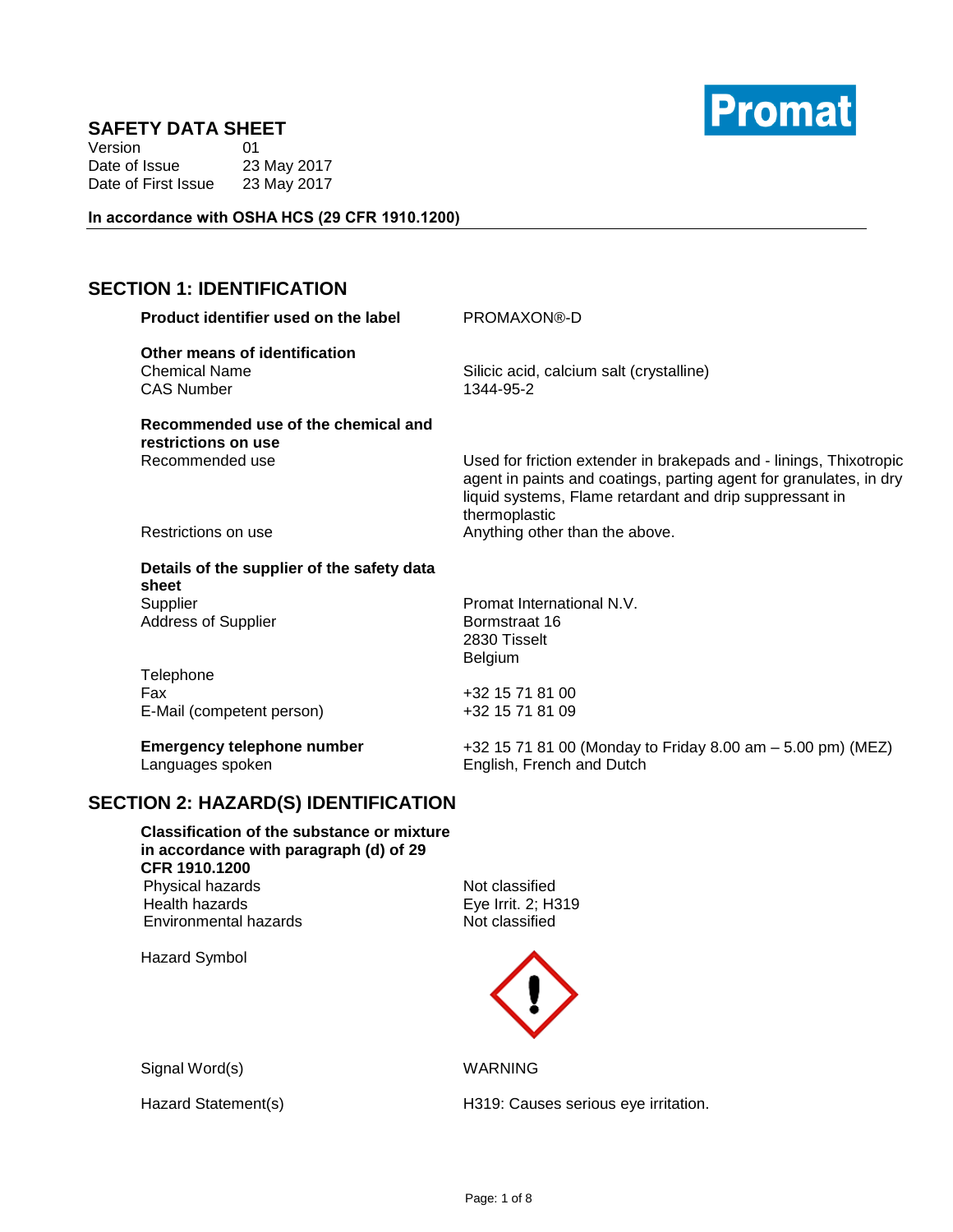# SAFETY DATA SHEET

| | |
|---|---|
| Version | 01 |
| Date of Issue | 23 May 2017 |
| Date of First Issue | 23 May 2017 |

**In accordance with OSHA HCS (29 CFR 1910.1200)**

## SECTION 1: IDENTIFICATION

**Product identifier used on the label** — PROMAXON®-D

**Other means of identification**

| | |
|---|---|
| Chemical Name | Silicic acid, calcium salt (crystalline) |
| CAS Number | 1344-95-2 |

**Recommended use of the chemical and restrictions on use**

| | |
|---|---|
| Recommended use | Used for friction extender in brakepads and - linings, Thixotropic agent in paints and coatings, parting agent for granulates, in dry liquid systems, Flame retardant and drip suppressant in thermoplastic |
| Restrictions on use | Anything other than the above. |

**Details of the supplier of the safety data sheet**

| | |
|---|---|
| Supplier | Promat International N.V. |
| Address of Supplier | Bormstraat 16<br>2830 Tisselt<br>Belgium |
| Telephone | |
| Fax | +32 15 71 81 00 |
| E-Mail (competent person) | +32 15 71 81 09 |

| | |
|---|---|
| **Emergency telephone number** | +32 15 71 81 00 (Monday to Friday 8.00 am – 5.00 pm) (MEZ) |
| Languages spoken | English, French and Dutch |

## SECTION 2: HAZARD(S) IDENTIFICATION

**Classification of the substance or mixture in accordance with paragraph (d) of 29 CFR 1910.1200**

| | |
|---|---|
| Physical hazards | Not classified |
| Health hazards | Eye Irrit. 2; H319 |
| Environmental hazards | Not classified |

Hazard Symbol

Signal Word(s) — WARNING

Hazard Statement(s) — H319: Causes serious eye irritation.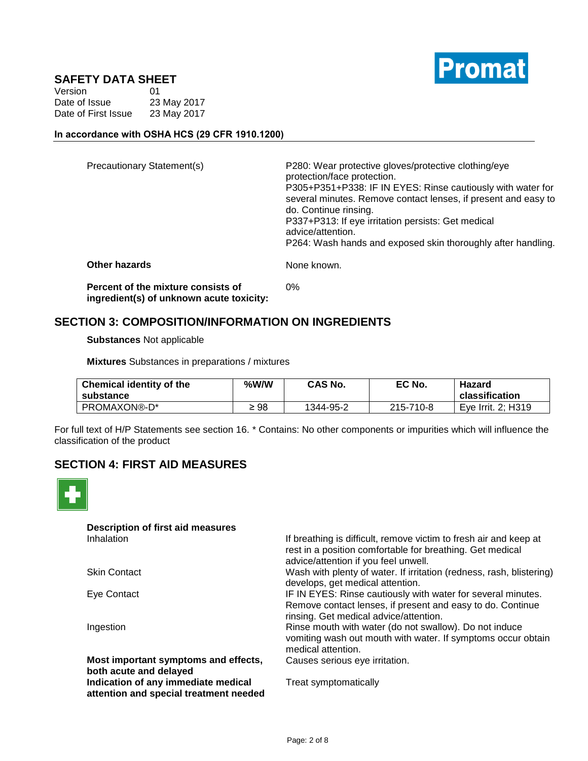# SAFETY DATA SHEET

Version 01
Date of Issue 23 May 2017
Date of First Issue 23 May 2017

**In accordance with OSHA HCS (29 CFR 1910.1200)**

| | |
|---|---|
| Precautionary Statement(s) | P280: Wear protective gloves/protective clothing/eye protection/face protection.<br>P305+P351+P338: IF IN EYES: Rinse cautiously with water for several minutes. Remove contact lenses, if present and easy to do. Continue rinsing.<br>P337+P313: If eye irritation persists: Get medical advice/attention.<br>P264: Wash hands and exposed skin thoroughly after handling. |
| **Other hazards** | None known. |
| **Percent of the mixture consists of ingredient(s) of unknown acute toxicity:** | 0% |

## SECTION 3: COMPOSITION/INFORMATION ON INGREDIENTS

**Substances** Not applicable

**Mixtures** Substances in preparations / mixtures

| Chemical identity of the substance | %W/W | CAS No. | EC No. | Hazard classification |
|---|---|---|---|---|
| PROMAXON®-D* | ≥ 98 | 1344-95-2 | 215-710-8 | Eye Irrit. 2; H319 |

For full text of H/P Statements see section 16. * Contains: No other components or impurities which will influence the classification of the product

## SECTION 4: FIRST AID MEASURES

**Description of first aid measures**

| | |
|---|---|
| Inhalation | If breathing is difficult, remove victim to fresh air and keep at rest in a position comfortable for breathing. Get medical advice/attention if you feel unwell. |
| Skin Contact | Wash with plenty of water. If irritation (redness, rash, blistering) develops, get medical attention. |
| Eye Contact | IF IN EYES: Rinse cautiously with water for several minutes. Remove contact lenses, if present and easy to do. Continue rinsing. Get medical advice/attention. |
| Ingestion | Rinse mouth with water (do not swallow). Do not induce vomiting wash out mouth with water. If symptoms occur obtain medical attention. |
| **Most important symptoms and effects, both acute and delayed** | Causes serious eye irritation. |
| **Indication of any immediate medical attention and special treatment needed** | Treat symptomatically |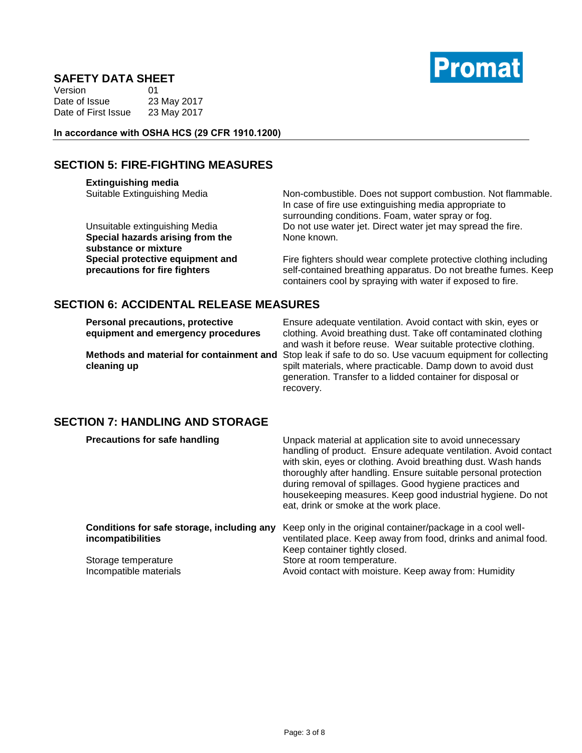## SECTION 5: FIRE-FIGHTING MEASURES

| | |
|---|---|
| **Extinguishing media** | |
| Suitable Extinguishing Media | Non-combustible. Does not support combustion. Not flammable. In case of fire use extinguishing media appropriate to surrounding conditions. Foam, water spray or fog. |
| Unsuitable extinguishing Media | Do not use water jet. Direct water jet may spread the fire. |
| **Special hazards arising from the substance or mixture** | None known. |
| **Special protective equipment and precautions for fire fighters** | Fire fighters should wear complete protective clothing including self-contained breathing apparatus. Do not breathe fumes. Keep containers cool by spraying with water if exposed to fire. |

## SECTION 6: ACCIDENTAL RELEASE MEASURES

| | |
|---|---|
| **Personal precautions, protective equipment and emergency procedures** | Ensure adequate ventilation. Avoid contact with skin, eyes or clothing. Avoid breathing dust. Take off contaminated clothing and wash it before reuse. Wear suitable protective clothing. |
| **Methods and material for containment and cleaning up** | Stop leak if safe to do so. Use vacuum equipment for collecting spilt materials, where practicable. Damp down to avoid dust generation. Transfer to a lidded container for disposal or recovery. |

## SECTION 7: HANDLING AND STORAGE

| | |
|---|---|
| **Precautions for safe handling** | Unpack material at application site to avoid unnecessary handling of product. Ensure adequate ventilation. Avoid contact with skin, eyes or clothing. Avoid breathing dust. Wash hands thoroughly after handling. Ensure suitable personal protection during removal of spillages. Good hygiene practices and housekeeping measures. Keep good industrial hygiene. Do not eat, drink or smoke at the work place. |
| **Conditions for safe storage, including any incompatibilities** | Keep only in the original container/package in a cool well-ventilated place. Keep away from food, drinks and animal food. Keep container tightly closed. |
| Storage temperature | Store at room temperature. |
| Incompatible materials | Avoid contact with moisture. Keep away from: Humidity |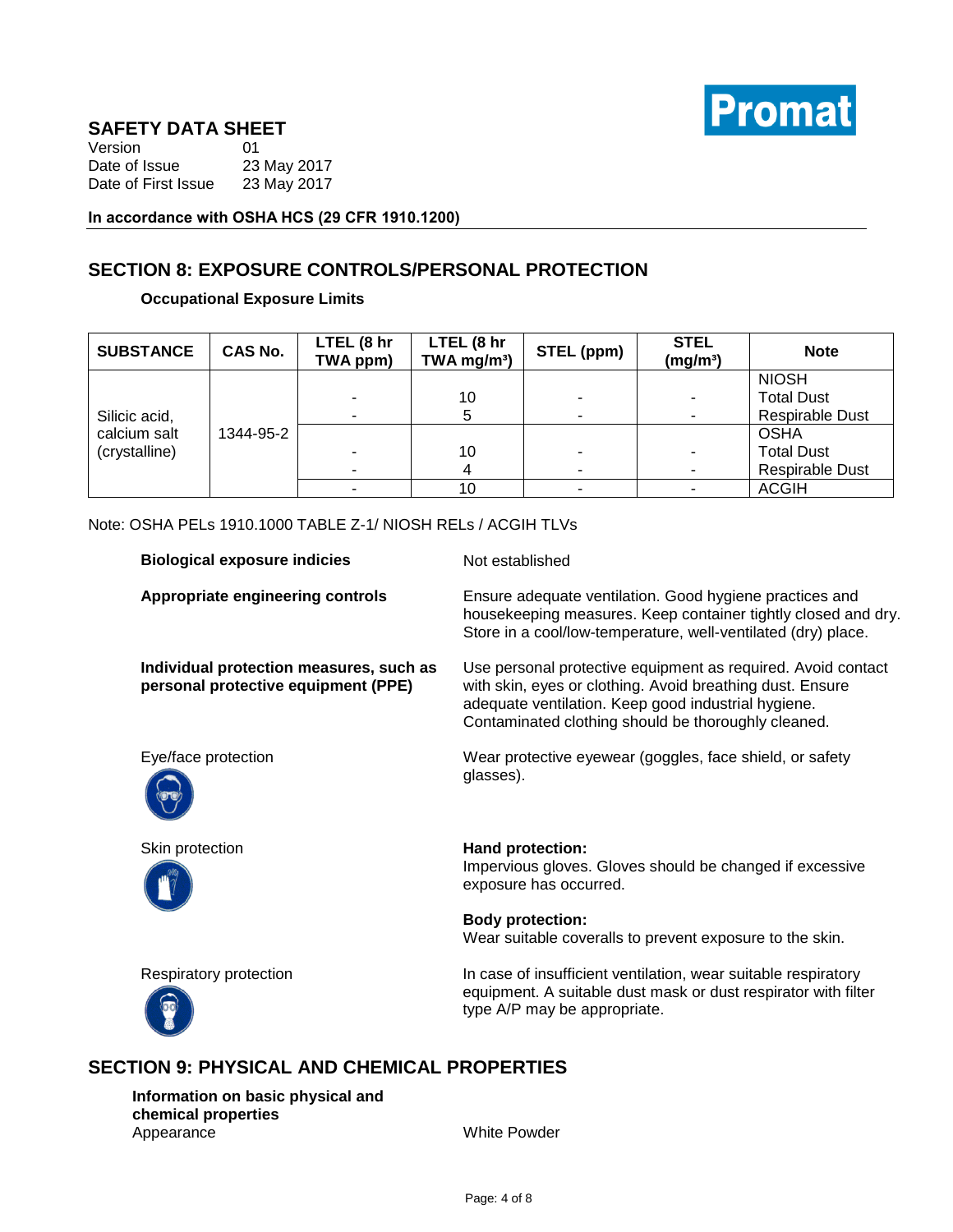**SAFETY DATA SHEET**

| | |
|---|---|
| Version | 01 |
| Date of Issue | 23 May 2017 |
| Date of First Issue | 23 May 2017 |

**In accordance with OSHA HCS (29 CFR 1910.1200)**

## SECTION 8: EXPOSURE CONTROLS/PERSONAL PROTECTION

**Occupational Exposure Limits**

| SUBSTANCE | CAS No. | LTEL (8 hr TWA ppm) | LTEL (8 hr TWA mg/m³) | STEL (ppm) | STEL (mg/m³) | Note |
|---|---|---|---|---|---|---|
| Silicic acid, calcium salt (crystalline) | 1344-95-2 | | | | | NIOSH |
| | | - | 10 | - | - | Total Dust |
| | | - | 5 | - | - | Respirable Dust |
| | | | | | | OSHA |
| | | - | 10 | - | - | Total Dust |
| | | - | 4 | - | - | Respirable Dust |
| | | - | 10 | - | - | ACGIH |

Note: OSHA PELs 1910.1000 TABLE Z-1/ NIOSH RELs / ACGIH TLVs

**Biological exposure indicies**

Not established

**Appropriate engineering controls**

Ensure adequate ventilation. Good hygiene practices and housekeeping measures. Keep container tightly closed and dry. Store in a cool/low-temperature, well-ventilated (dry) place.

**Individual protection measures, such as personal protective equipment (PPE)**

Use personal protective equipment as required. Avoid contact with skin, eyes or clothing. Avoid breathing dust. Ensure adequate ventilation. Keep good industrial hygiene. Contaminated clothing should be thoroughly cleaned.

Eye/face protection

Wear protective eyewear (goggles, face shield, or safety glasses).

Skin protection

**Hand protection:**
Impervious gloves. Gloves should be changed if excessive exposure has occurred.

**Body protection:**
Wear suitable coveralls to prevent exposure to the skin.

Respiratory protection

In case of insufficient ventilation, wear suitable respiratory equipment. A suitable dust mask or dust respirator with filter type A/P may be appropriate.

## SECTION 9: PHYSICAL AND CHEMICAL PROPERTIES

**Information on basic physical and chemical properties**

Appearance: White Powder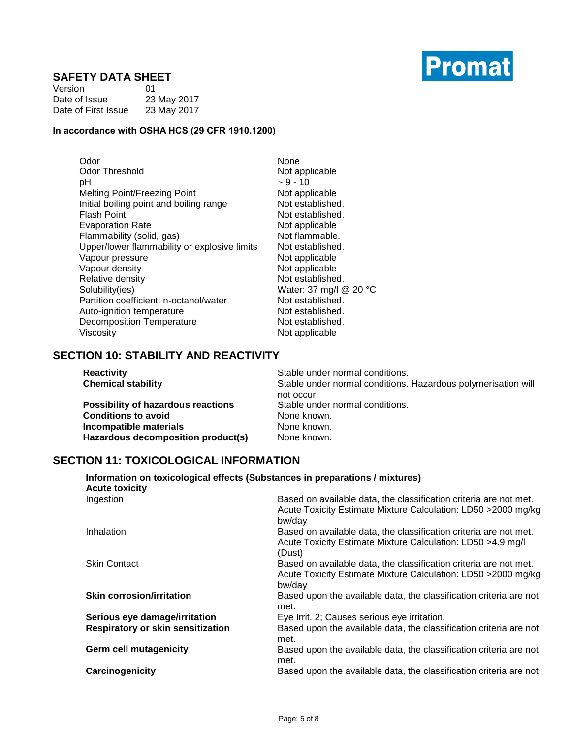| | |
|---|---|
| Odor | None |
| Odor Threshold | Not applicable |
| pH | ~ 9 - 10 |
| Melting Point/Freezing Point | Not applicable |
| Initial boiling point and boiling range | Not established. |
| Flash Point | Not established. |
| Evaporation Rate | Not applicable |
| Flammability (solid, gas) | Not flammable. |
| Upper/lower flammability or explosive limits | Not established. |
| Vapour pressure | Not applicable |
| Vapour density | Not applicable |
| Relative density | Not established. |
| Solubility(ies) | Water: 37 mg/l @ 20 °C |
| Partition coefficient: n-octanol/water | Not established. |
| Auto-ignition temperature | Not established. |
| Decomposition Temperature | Not established. |
| Viscosity | Not applicable |

## SECTION 10: STABILITY AND REACTIVITY

| | |
|---|---|
| **Reactivity** | Stable under normal conditions. |
| **Chemical stability** | Stable under normal conditions. Hazardous polymerisation will not occur. |
| **Possibility of hazardous reactions** | Stable under normal conditions. |
| **Conditions to avoid** | None known. |
| **Incompatible materials** | None known. |
| **Hazardous decomposition product(s)** | None known. |

## SECTION 11: TOXICOLOGICAL INFORMATION

**Information on toxicological effects (Substances in preparations / mixtures)**

**Acute toxicity**

| | |
|---|---|
| Ingestion | Based on available data, the classification criteria are not met. Acute Toxicity Estimate Mixture Calculation: LD50 >2000 mg/kg bw/day |
| Inhalation | Based on available data, the classification criteria are not met. Acute Toxicity Estimate Mixture Calculation: LD50 >4.9 mg/l (Dust) |
| Skin Contact | Based on available data, the classification criteria are not met. Acute Toxicity Estimate Mixture Calculation: LD50 >2000 mg/kg bw/day |
| **Skin corrosion/irritation** | Based upon the available data, the classification criteria are not met. |
| **Serious eye damage/irritation** | Eye Irrit. 2; Causes serious eye irritation. |
| **Respiratory or skin sensitization** | Based upon the available data, the classification criteria are not met. |
| **Germ cell mutagenicity** | Based upon the available data, the classification criteria are not met. |
| **Carcinogenicity** | Based upon the available data, the classification criteria are not |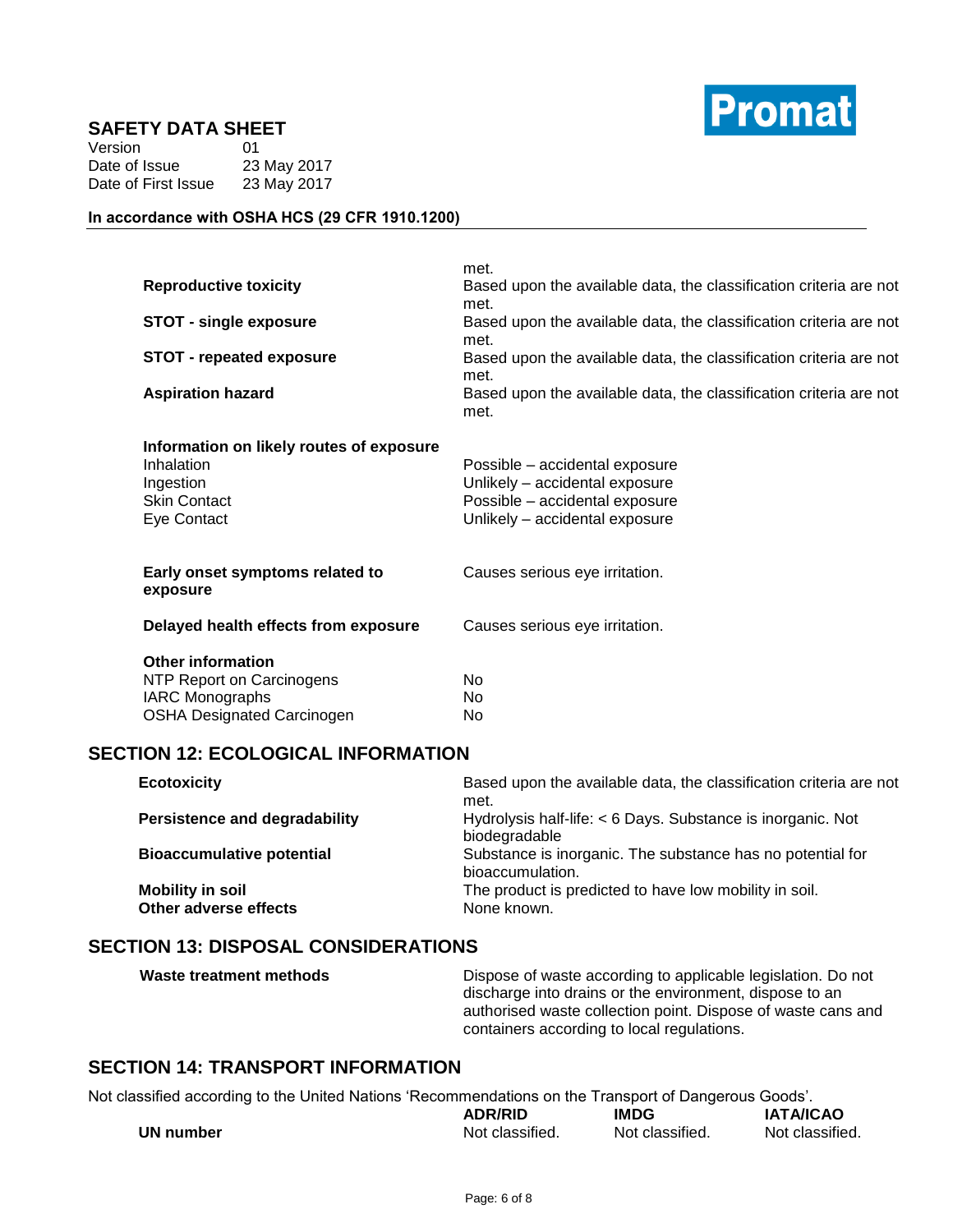met.

**Reproductive toxicity** Based upon the available data, the classification criteria are not met.

**STOT - single exposure** Based upon the available data, the classification criteria are not met.

**STOT - repeated exposure** Based upon the available data, the classification criteria are not met.

**Aspiration hazard** Based upon the available data, the classification criteria are not met.

**Information on likely routes of exposure**

| | |
|---|---|
| Inhalation | Possible – accidental exposure |
| Ingestion | Unlikely – accidental exposure |
| Skin Contact | Possible – accidental exposure |
| Eye Contact | Unlikely – accidental exposure |

**Early onset symptoms related to exposure** Causes serious eye irritation.

**Delayed health effects from exposure** Causes serious eye irritation.

**Other information**

| | |
|---|---|
| NTP Report on Carcinogens | No |
| IARC Monographs | No |
| OSHA Designated Carcinogen | No |

## SECTION 12: ECOLOGICAL INFORMATION

**Ecotoxicity** Based upon the available data, the classification criteria are not met.

**Persistence and degradability** Hydrolysis half-life: < 6 Days. Substance is inorganic. Not biodegradable

**Bioaccumulative potential** Substance is inorganic. The substance has no potential for bioaccumulation.

**Mobility in soil** The product is predicted to have low mobility in soil.

**Other adverse effects** None known.

## SECTION 13: DISPOSAL CONSIDERATIONS

**Waste treatment methods** Dispose of waste according to applicable legislation. Do not discharge into drains or the environment, dispose to an authorised waste collection point. Dispose of waste cans and containers according to local regulations.

## SECTION 14: TRANSPORT INFORMATION

Not classified according to the United Nations 'Recommendations on the Transport of Dangerous Goods'.

| | ADR/RID | IMDG | IATA/ICAO |
|---|---|---|---|
| **UN number** | Not classified. | Not classified. | Not classified. |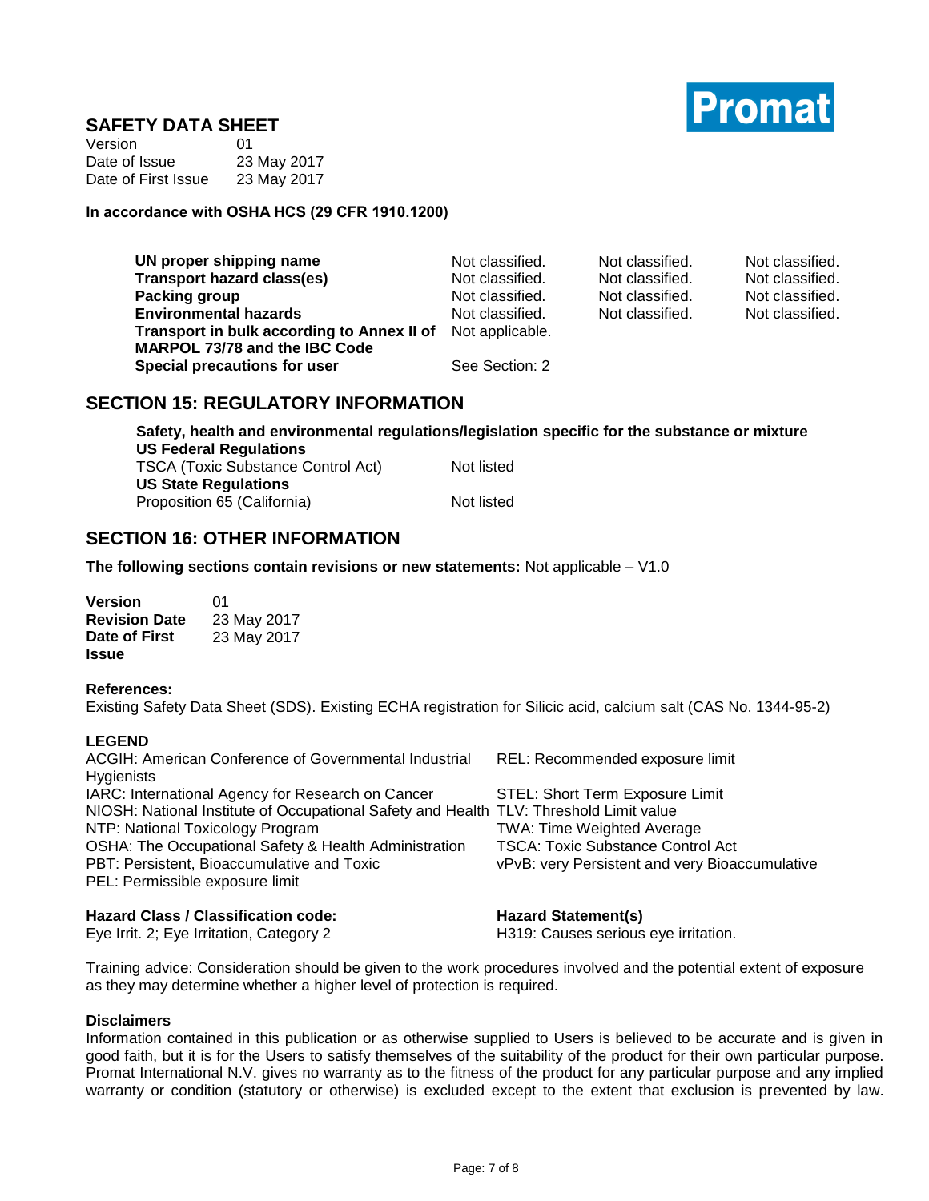## SAFETY DATA SHEET

Version 01
Date of Issue 23 May 2017
Date of First Issue 23 May 2017

**In accordance with OSHA HCS (29 CFR 1910.1200)**

| | | | |
|---|---|---|---|
| **UN proper shipping name** | Not classified. | Not classified. | Not classified. |
| **Transport hazard class(es)** | Not classified. | Not classified. | Not classified. |
| **Packing group** | Not classified. | Not classified. | Not classified. |
| **Environmental hazards** | Not classified. | Not classified. | Not classified. |
| **Transport in bulk according to Annex II of MARPOL 73/78 and the IBC Code** | Not applicable. | | |
| **Special precautions for user** | See Section: 2 | | |

## SECTION 15: REGULATORY INFORMATION

**Safety, health and environmental regulations/legislation specific for the substance or mixture**

**US Federal Regulations**

TSCA (Toxic Substance Control Act) Not listed

**US State Regulations**

Proposition 65 (California) Not listed

## SECTION 16: OTHER INFORMATION

**The following sections contain revisions or new statements:** Not applicable – V1.0

**Version** 01
**Revision Date** 23 May 2017
**Date of First Issue** 23 May 2017

**References:**

Existing Safety Data Sheet (SDS). Existing ECHA registration for Silicic acid, calcium salt (CAS No. 1344-95-2)

**LEGEND**

ACGIH: American Conference of Governmental Industrial Hygienists
IARC: International Agency for Research on Cancer
NIOSH: National Institute of Occupational Safety and Health
NTP: National Toxicology Program
OSHA: The Occupational Safety & Health Administration
PBT: Persistent, Bioaccumulative and Toxic
PEL: Permissible exposure limit
REL: Recommended exposure limit
STEL: Short Term Exposure Limit
TLV: Threshold Limit value
TWA: Time Weighted Average
TSCA: Toxic Substance Control Act
vPvB: very Persistent and very Bioaccumulative

| **Hazard Class / Classification code:** | **Hazard Statement(s)** |
|---|---|
| Eye Irrit. 2; Eye Irritation, Category 2 | H319: Causes serious eye irritation. |

Training advice: Consideration should be given to the work procedures involved and the potential extent of exposure as they may determine whether a higher level of protection is required.

**Disclaimers**

Information contained in this publication or as otherwise supplied to Users is believed to be accurate and is given in good faith, but it is for the Users to satisfy themselves of the suitability of the product for their own particular purpose. Promat International N.V. gives no warranty as to the fitness of the product for any particular purpose and any implied warranty or condition (statutory or otherwise) is excluded except to the extent that exclusion is prevented by law.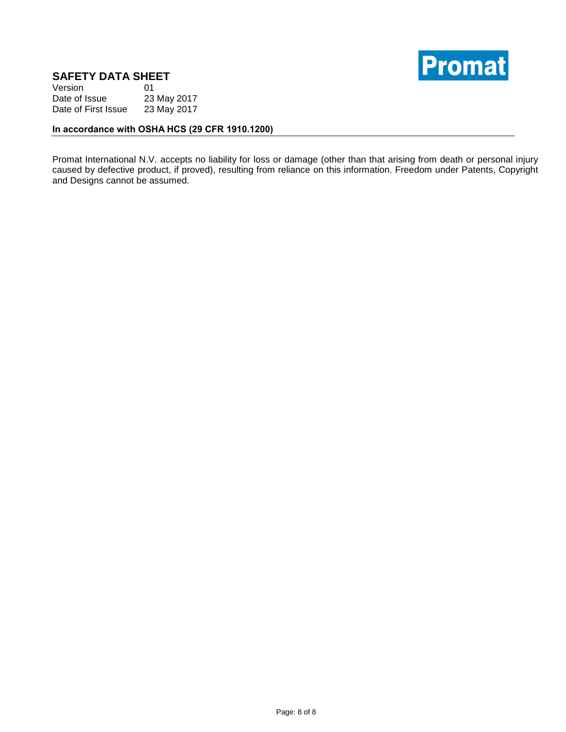Promat International N.V. accepts no liability for loss or damage (other than that arising from death or personal injury caused by defective product, if proved), resulting from reliance on this information. Freedom under Patents, Copyright and Designs cannot be assumed.